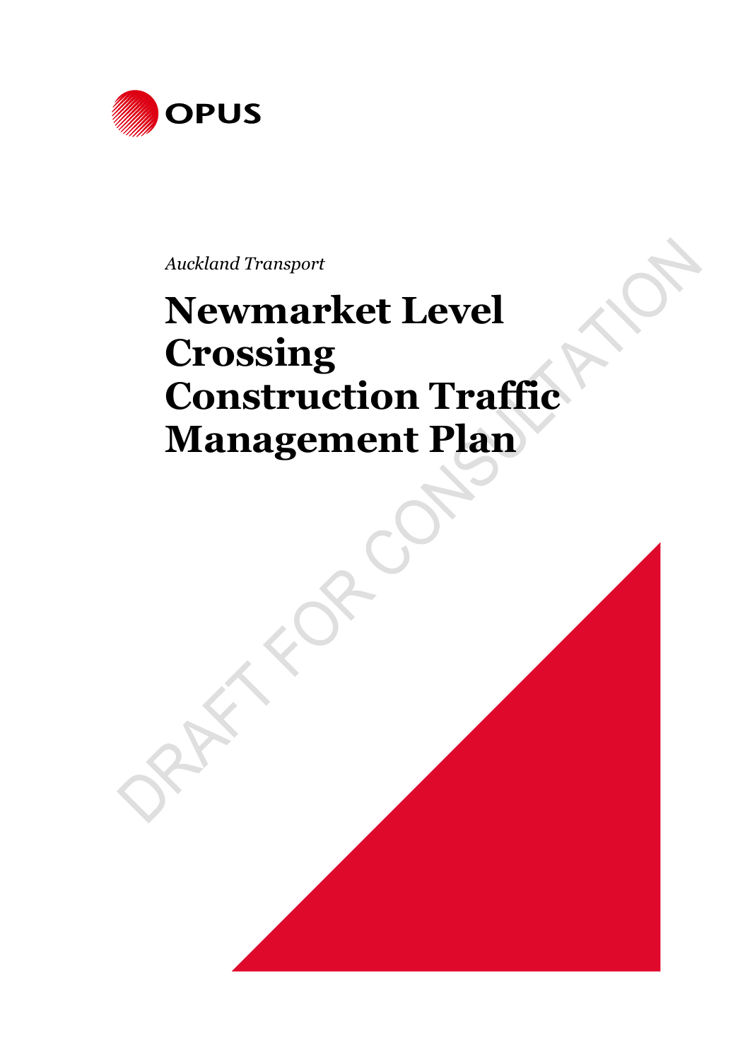OPUS

*Auckland Transport*

# Newmarket Level Crossing Construction Traffic Management Plan

DRAFT FOR CONSULTATION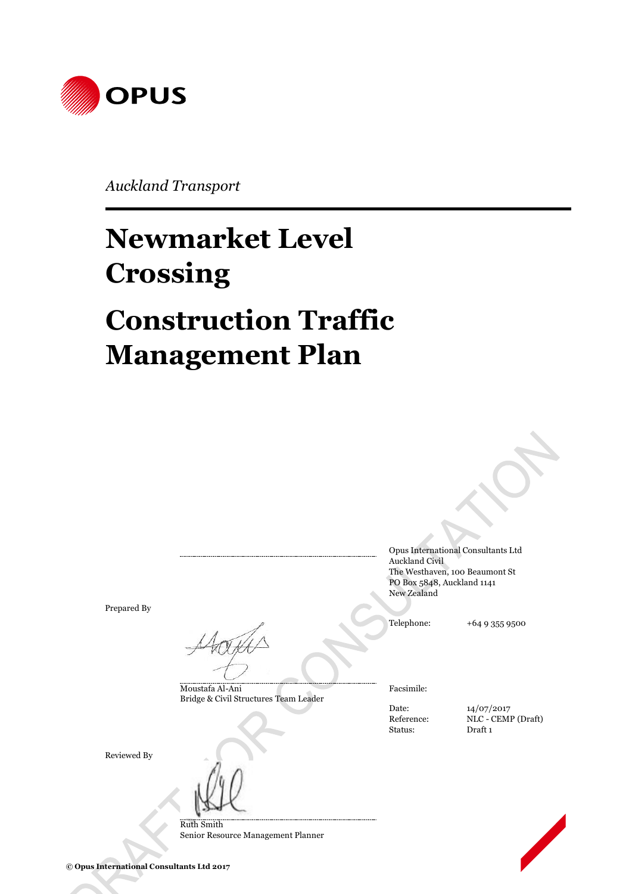OPUS

*Auckland Transport*

# Newmarket Level Crossing

# Construction Traffic Management Plan

DRAFT FOR CONSULTATION

Prepared By

Moustafa Al-Ani
Bridge & Civil Structures Team Leader

Reviewed By

Ruth Smith
Senior Resource Management Planner

Opus International Consultants Ltd
Auckland Civil
The Westhaven, 100 Beaumont St
PO Box 5848, Auckland 1141
New Zealand

| | |
|---|---|
| Telephone: | +64 9 355 9500 |
| Facsimile: | |
| Date: | 14/07/2017 |
| Reference: | NLC - CEMP (Draft) |
| Status: | Draft 1 |

**© Opus International Consultants Ltd 2017**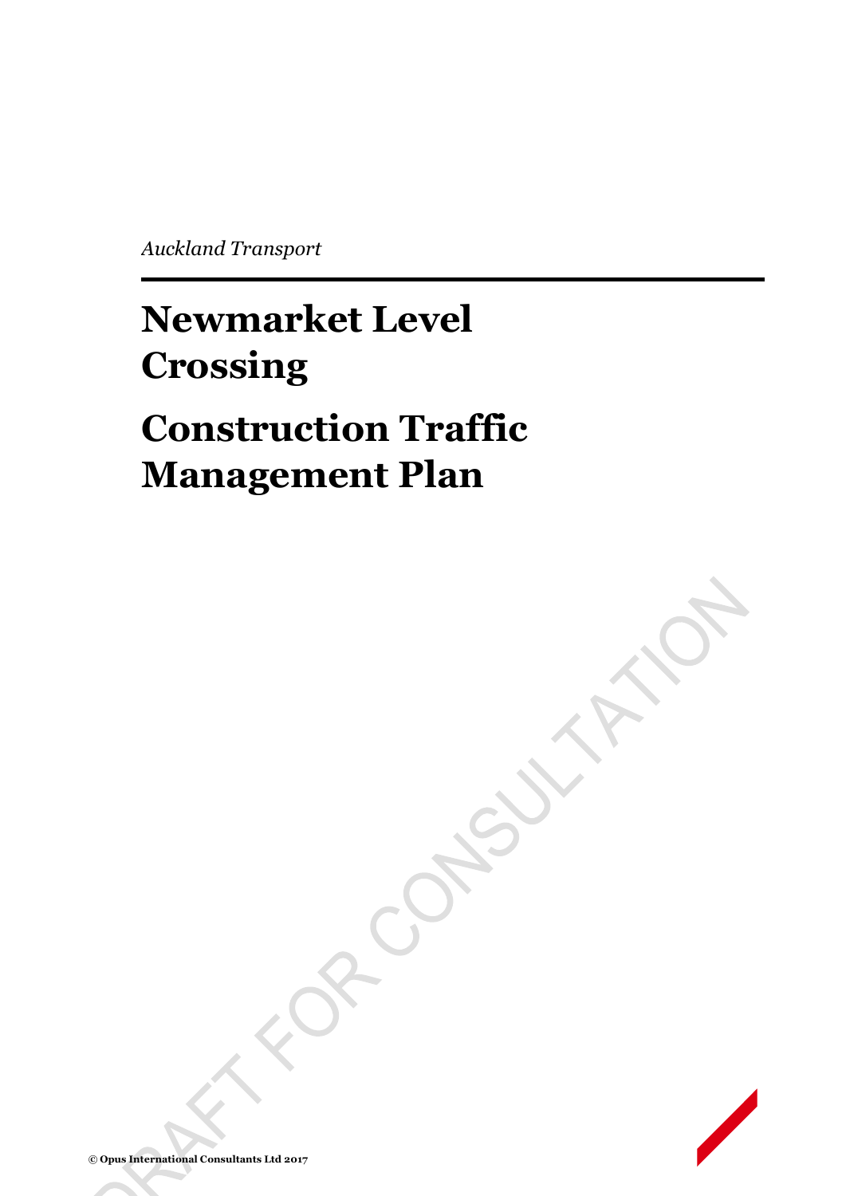*Auckland Transport*

# Newmarket Level Crossing

# Construction Traffic Management Plan

DRAFT FOR CONSULTATION

© Opus International Consultants Ltd 2017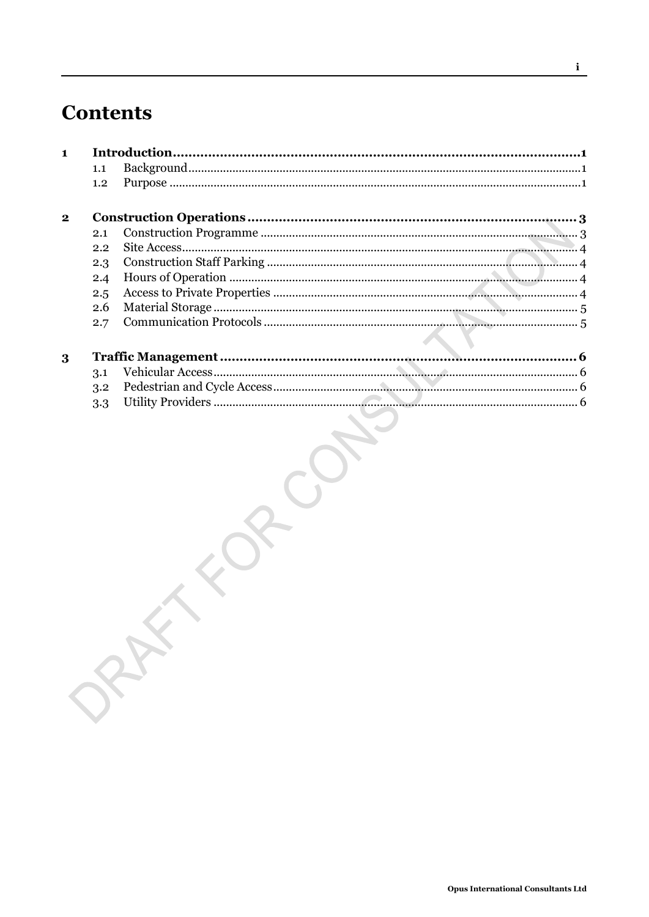# Contents

| | | | |
|---|---|---|---|
| **1** | **Introduction** | | **1** |
| | 1.1 | Background | 1 |
| | 1.2 | Purpose | 1 |
| **2** | **Construction Operations** | | **3** |
| | 2.1 | Construction Programme | 3 |
| | 2.2 | Site Access | 4 |
| | 2.3 | Construction Staff Parking | 4 |
| | 2.4 | Hours of Operation | 4 |
| | 2.5 | Access to Private Properties | 4 |
| | 2.6 | Material Storage | 5 |
| | 2.7 | Communication Protocols | 5 |
| **3** | **Traffic Management** | | **6** |
| | 3.1 | Vehicular Access | 6 |
| | 3.2 | Pedestrian and Cycle Access | 6 |
| | 3.3 | Utility Providers | 6 |

DRAFT FOR CONSULTATION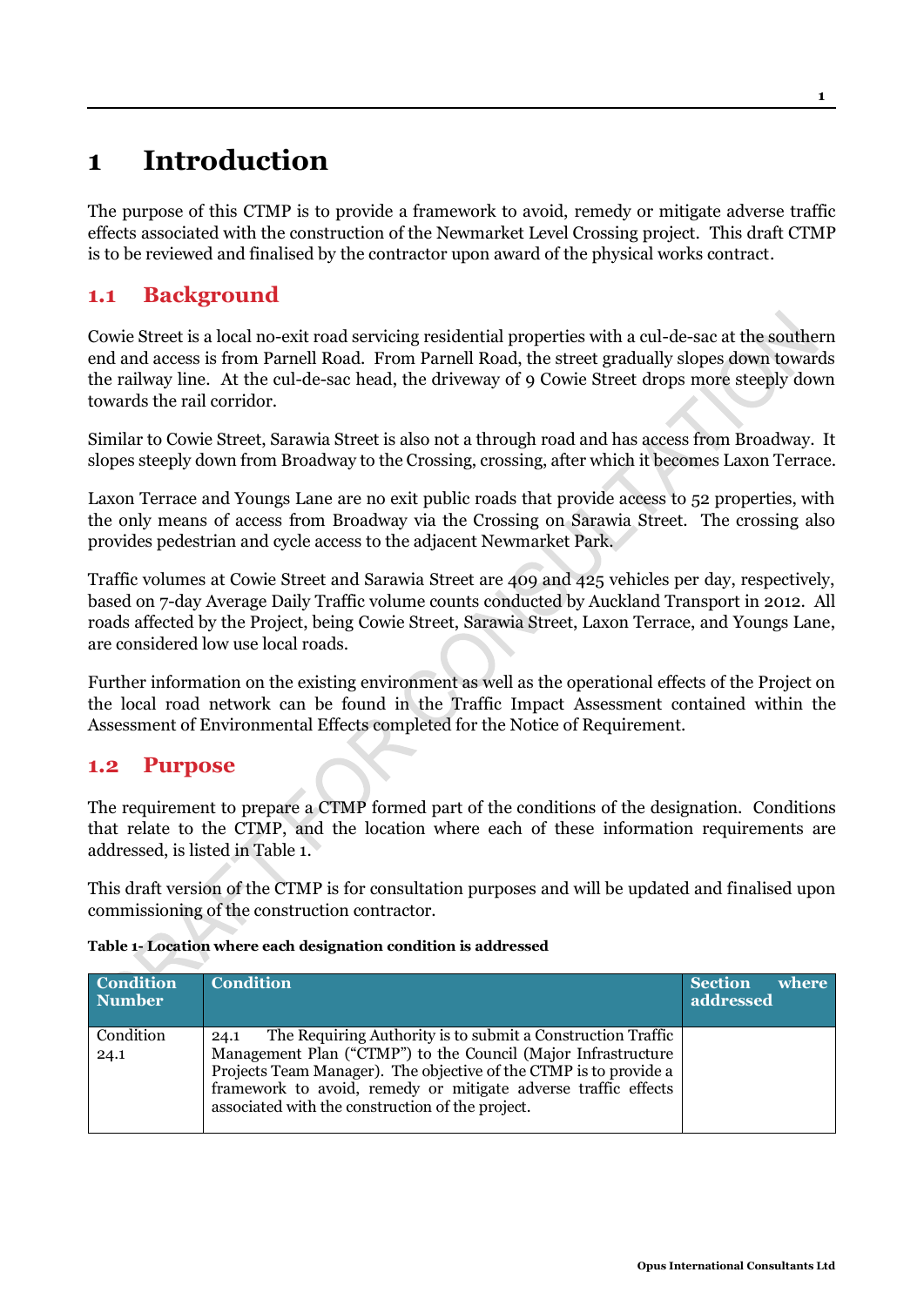# 1 Introduction

The purpose of this CTMP is to provide a framework to avoid, remedy or mitigate adverse traffic effects associated with the construction of the Newmarket Level Crossing project. This draft CTMP is to be reviewed and finalised by the contractor upon award of the physical works contract.

## 1.1 Background

Cowie Street is a local no-exit road servicing residential properties with a cul-de-sac at the southern end and access is from Parnell Road. From Parnell Road, the street gradually slopes down towards the railway line. At the cul-de-sac head, the driveway of 9 Cowie Street drops more steeply down towards the rail corridor.

Similar to Cowie Street, Sarawia Street is also not a through road and has access from Broadway. It slopes steeply down from Broadway to the Crossing, crossing, after which it becomes Laxon Terrace.

Laxon Terrace and Youngs Lane are no exit public roads that provide access to 52 properties, with the only means of access from Broadway via the Crossing on Sarawia Street. The crossing also provides pedestrian and cycle access to the adjacent Newmarket Park.

Traffic volumes at Cowie Street and Sarawia Street are 409 and 425 vehicles per day, respectively, based on 7-day Average Daily Traffic volume counts conducted by Auckland Transport in 2012. All roads affected by the Project, being Cowie Street, Sarawia Street, Laxon Terrace, and Youngs Lane, are considered low use local roads.

Further information on the existing environment as well as the operational effects of the Project on the local road network can be found in the Traffic Impact Assessment contained within the Assessment of Environmental Effects completed for the Notice of Requirement.

## 1.2 Purpose

The requirement to prepare a CTMP formed part of the conditions of the designation. Conditions that relate to the CTMP, and the location where each of these information requirements are addressed, is listed in Table 1.

This draft version of the CTMP is for consultation purposes and will be updated and finalised upon commissioning of the construction contractor.

**Table 1- Location where each designation condition is addressed**

| Condition Number | Condition | Section where addressed |
|---|---|---|
| Condition 24.1 | 24.1 The Requiring Authority is to submit a Construction Traffic Management Plan ("CTMP") to the Council (Major Infrastructure Projects Team Manager). The objective of the CTMP is to provide a framework to avoid, remedy or mitigate adverse traffic effects associated with the construction of the project. | |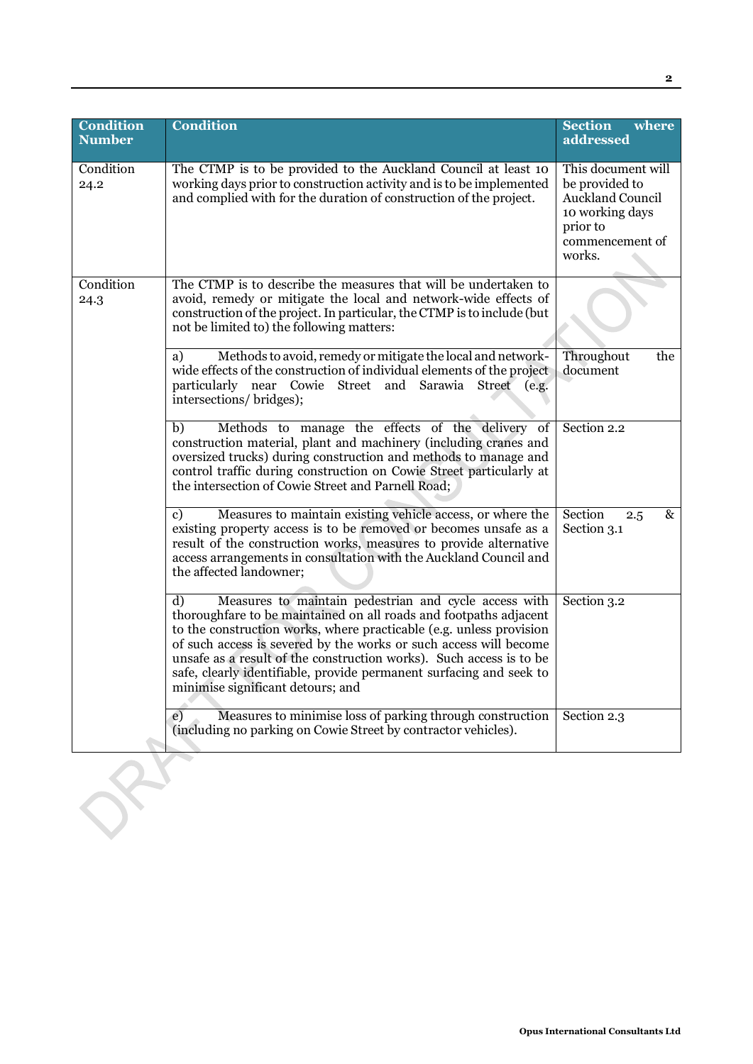| Condition Number | Condition | Section where addressed |
|---|---|---|
| Condition 24.2 | The CTMP is to be provided to the Auckland Council at least 10 working days prior to construction activity and is to be implemented and complied with for the duration of construction of the project. | This document will be provided to Auckland Council 10 working days prior to commencement of works. |
| Condition 24.3 | The CTMP is to describe the measures that will be undertaken to avoid, remedy or mitigate the local and network-wide effects of construction of the project. In particular, the CTMP is to include (but not be limited to) the following matters: | |
| | a) Methods to avoid, remedy or mitigate the local and network-wide effects of the construction of individual elements of the project particularly near Cowie Street and Sarawia Street (e.g. intersections/ bridges); | Throughout the document |
| | b) Methods to manage the effects of the delivery of construction material, plant and machinery (including cranes and oversized trucks) during construction and methods to manage and control traffic during construction on Cowie Street particularly at the intersection of Cowie Street and Parnell Road; | Section 2.2 |
| | c) Measures to maintain existing vehicle access, or where the existing property access is to be removed or becomes unsafe as a result of the construction works, measures to provide alternative access arrangements in consultation with the Auckland Council and the affected landowner; | Section 2.5 & Section 3.1 |
| | d) Measures to maintain pedestrian and cycle access with thoroughfare to be maintained on all roads and footpaths adjacent to the construction works, where practicable (e.g. unless provision of such access is severed by the works or such access will become unsafe as a result of the construction works). Such access is to be safe, clearly identifiable, provide permanent surfacing and seek to minimise significant detours; and | Section 3.2 |
| | e) Measures to minimise loss of parking through construction (including no parking on Cowie Street by contractor vehicles). | Section 2.3 |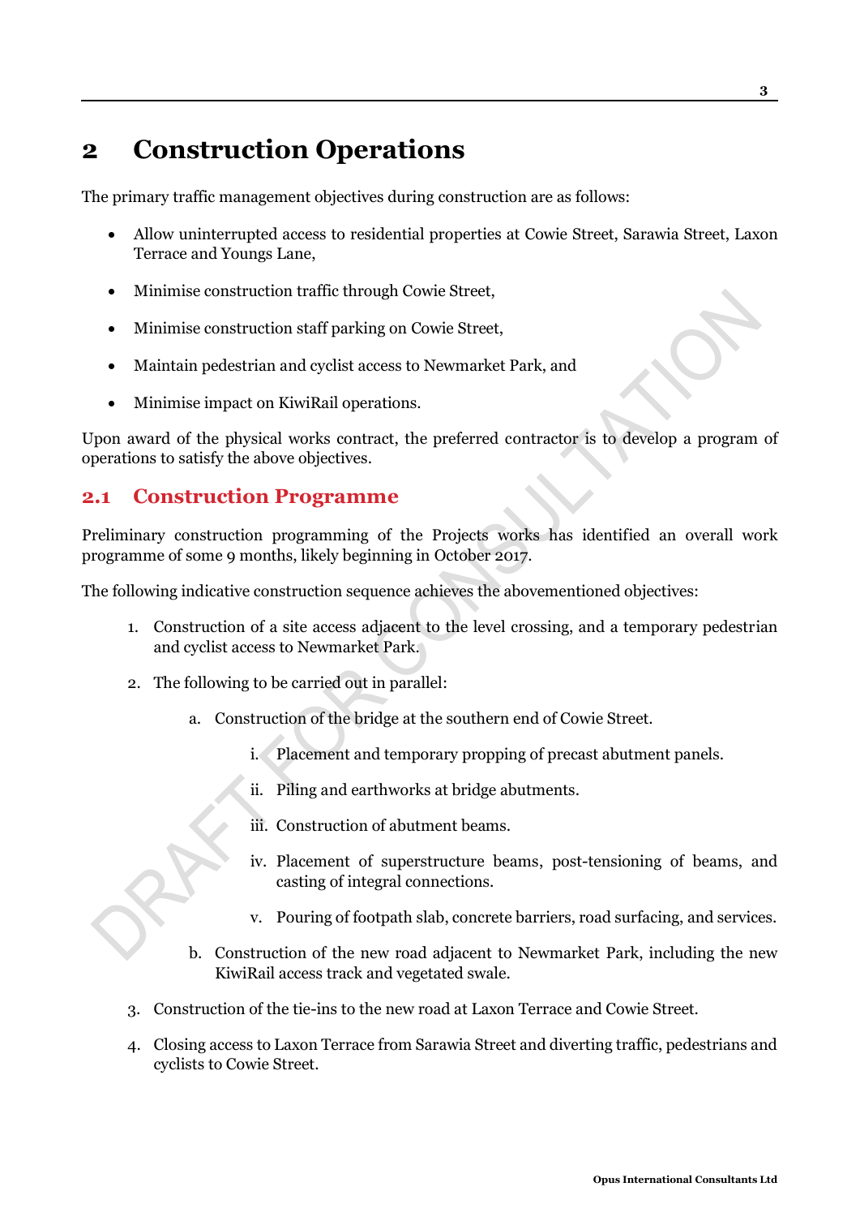# 2 Construction Operations

The primary traffic management objectives during construction are as follows:

- Allow uninterrupted access to residential properties at Cowie Street, Sarawia Street, Laxon Terrace and Youngs Lane,
- Minimise construction traffic through Cowie Street,
- Minimise construction staff parking on Cowie Street,
- Maintain pedestrian and cyclist access to Newmarket Park, and
- Minimise impact on KiwiRail operations.

Upon award of the physical works contract, the preferred contractor is to develop a program of operations to satisfy the above objectives.

## 2.1 Construction Programme

Preliminary construction programming of the Projects works has identified an overall work programme of some 9 months, likely beginning in October 2017.

The following indicative construction sequence achieves the abovementioned objectives:

1. Construction of a site access adjacent to the level crossing, and a temporary pedestrian and cyclist access to Newmarket Park.
2. The following to be carried out in parallel:
    a. Construction of the bridge at the southern end of Cowie Street.
        i. Placement and temporary propping of precast abutment panels.
        ii. Piling and earthworks at bridge abutments.
        iii. Construction of abutment beams.
        iv. Placement of superstructure beams, post-tensioning of beams, and casting of integral connections.
        v. Pouring of footpath slab, concrete barriers, road surfacing, and services.
    b. Construction of the new road adjacent to Newmarket Park, including the new KiwiRail access track and vegetated swale.
3. Construction of the tie-ins to the new road at Laxon Terrace and Cowie Street.
4. Closing access to Laxon Terrace from Sarawia Street and diverting traffic, pedestrians and cyclists to Cowie Street.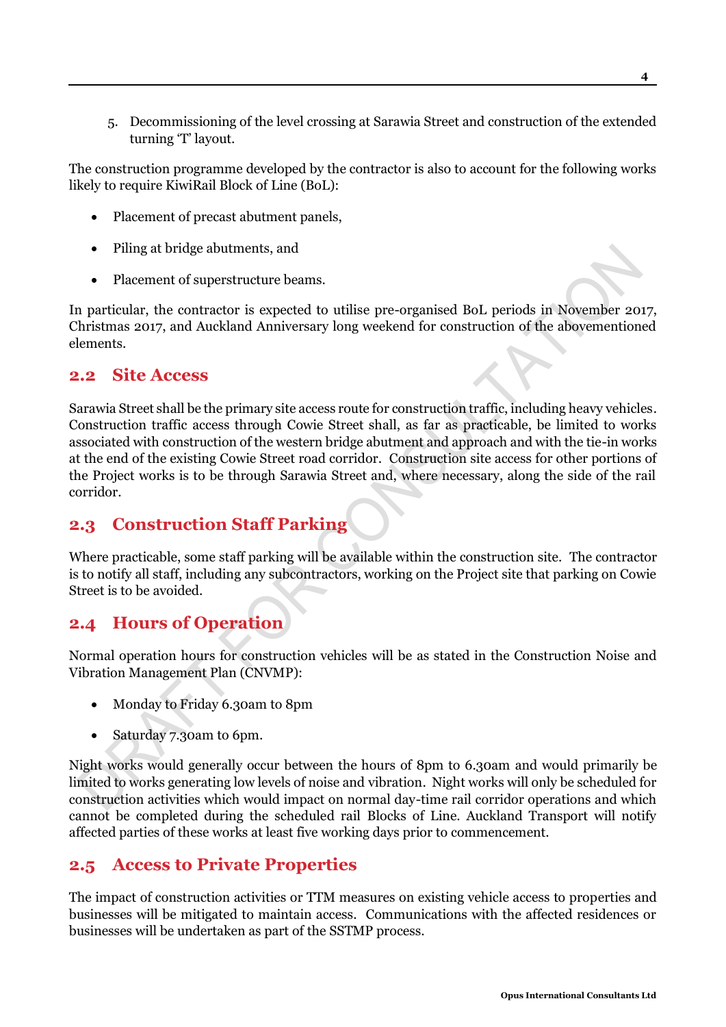5. Decommissioning of the level crossing at Sarawia Street and construction of the extended turning 'T' layout.

The construction programme developed by the contractor is also to account for the following works likely to require KiwiRail Block of Line (BoL):

- Placement of precast abutment panels,
- Piling at bridge abutments, and
- Placement of superstructure beams.

In particular, the contractor is expected to utilise pre-organised BoL periods in November 2017, Christmas 2017, and Auckland Anniversary long weekend for construction of the abovementioned elements.

## 2.2 Site Access

Sarawia Street shall be the primary site access route for construction traffic, including heavy vehicles. Construction traffic access through Cowie Street shall, as far as practicable, be limited to works associated with construction of the western bridge abutment and approach and with the tie-in works at the end of the existing Cowie Street road corridor. Construction site access for other portions of the Project works is to be through Sarawia Street and, where necessary, along the side of the rail corridor.

## 2.3 Construction Staff Parking

Where practicable, some staff parking will be available within the construction site. The contractor is to notify all staff, including any subcontractors, working on the Project site that parking on Cowie Street is to be avoided.

## 2.4 Hours of Operation

Normal operation hours for construction vehicles will be as stated in the Construction Noise and Vibration Management Plan (CNVMP):

- Monday to Friday 6.30am to 8pm
- Saturday 7.30am to 6pm.

Night works would generally occur between the hours of 8pm to 6.30am and would primarily be limited to works generating low levels of noise and vibration. Night works will only be scheduled for construction activities which would impact on normal day-time rail corridor operations and which cannot be completed during the scheduled rail Blocks of Line. Auckland Transport will notify affected parties of these works at least five working days prior to commencement.

## 2.5 Access to Private Properties

The impact of construction activities or TTM measures on existing vehicle access to properties and businesses will be mitigated to maintain access. Communications with the affected residences or businesses will be undertaken as part of the SSTMP process.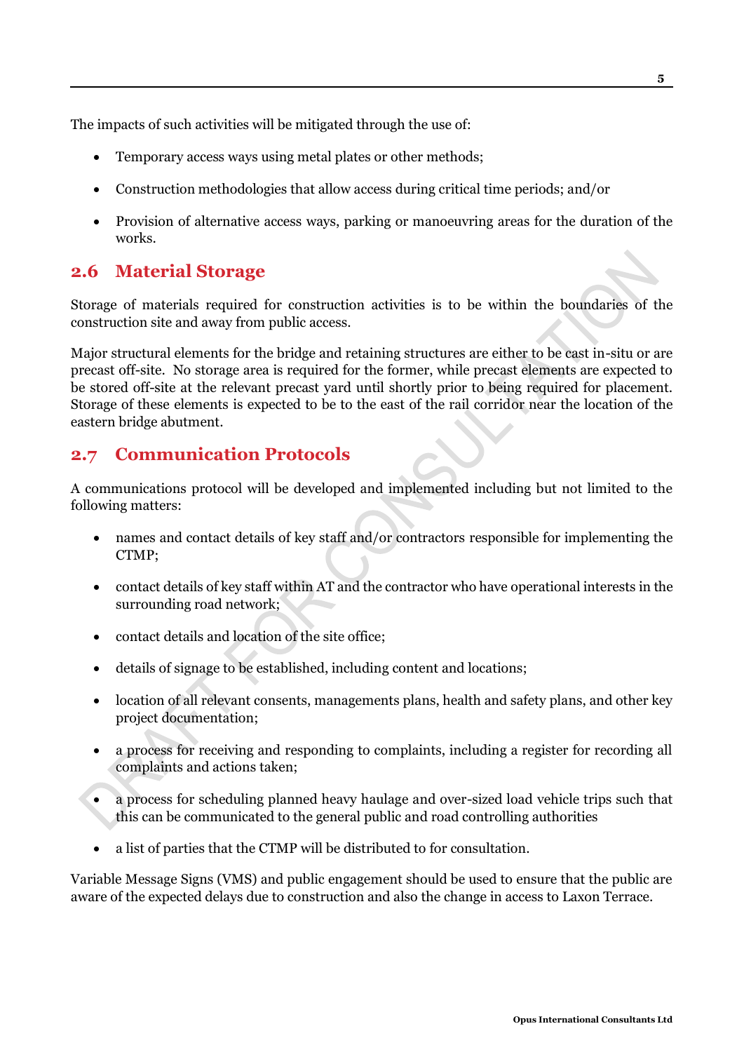The impacts of such activities will be mitigated through the use of:

- Temporary access ways using metal plates or other methods;
- Construction methodologies that allow access during critical time periods; and/or
- Provision of alternative access ways, parking or manoeuvring areas for the duration of the works.

## 2.6 Material Storage

Storage of materials required for construction activities is to be within the boundaries of the construction site and away from public access.

Major structural elements for the bridge and retaining structures are either to be cast in-situ or are precast off-site. No storage area is required for the former, while precast elements are expected to be stored off-site at the relevant precast yard until shortly prior to being required for placement. Storage of these elements is expected to be to the east of the rail corridor near the location of the eastern bridge abutment.

## 2.7 Communication Protocols

A communications protocol will be developed and implemented including but not limited to the following matters:

- names and contact details of key staff and/or contractors responsible for implementing the CTMP;
- contact details of key staff within AT and the contractor who have operational interests in the surrounding road network;
- contact details and location of the site office;
- details of signage to be established, including content and locations;
- location of all relevant consents, managements plans, health and safety plans, and other key project documentation;
- a process for receiving and responding to complaints, including a register for recording all complaints and actions taken;
- a process for scheduling planned heavy haulage and over-sized load vehicle trips such that this can be communicated to the general public and road controlling authorities
- a list of parties that the CTMP will be distributed to for consultation.

Variable Message Signs (VMS) and public engagement should be used to ensure that the public are aware of the expected delays due to construction and also the change in access to Laxon Terrace.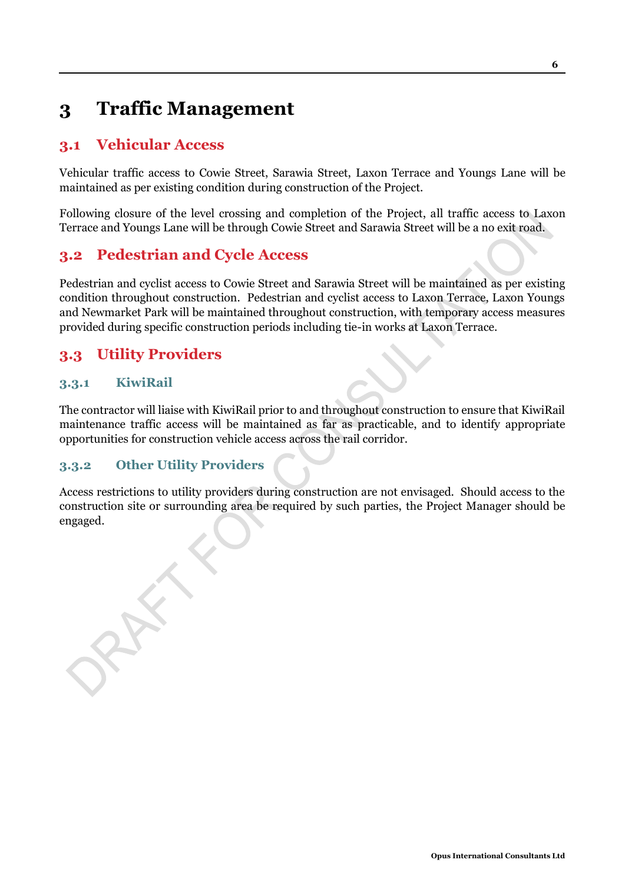# 3 Traffic Management

## 3.1 Vehicular Access

Vehicular traffic access to Cowie Street, Sarawia Street, Laxon Terrace and Youngs Lane will be maintained as per existing condition during construction of the Project.

Following closure of the level crossing and completion of the Project, all traffic access to Laxon Terrace and Youngs Lane will be through Cowie Street and Sarawia Street will be a no exit road.

## 3.2 Pedestrian and Cycle Access

Pedestrian and cyclist access to Cowie Street and Sarawia Street will be maintained as per existing condition throughout construction. Pedestrian and cyclist access to Laxon Terrace, Laxon Youngs and Newmarket Park will be maintained throughout construction, with temporary access measures provided during specific construction periods including tie-in works at Laxon Terrace.

## 3.3 Utility Providers

### 3.3.1 KiwiRail

The contractor will liaise with KiwiRail prior to and throughout construction to ensure that KiwiRail maintenance traffic access will be maintained as far as practicable, and to identify appropriate opportunities for construction vehicle access across the rail corridor.

### 3.3.2 Other Utility Providers

Access restrictions to utility providers during construction are not envisaged. Should access to the construction site or surrounding area be required by such parties, the Project Manager should be engaged.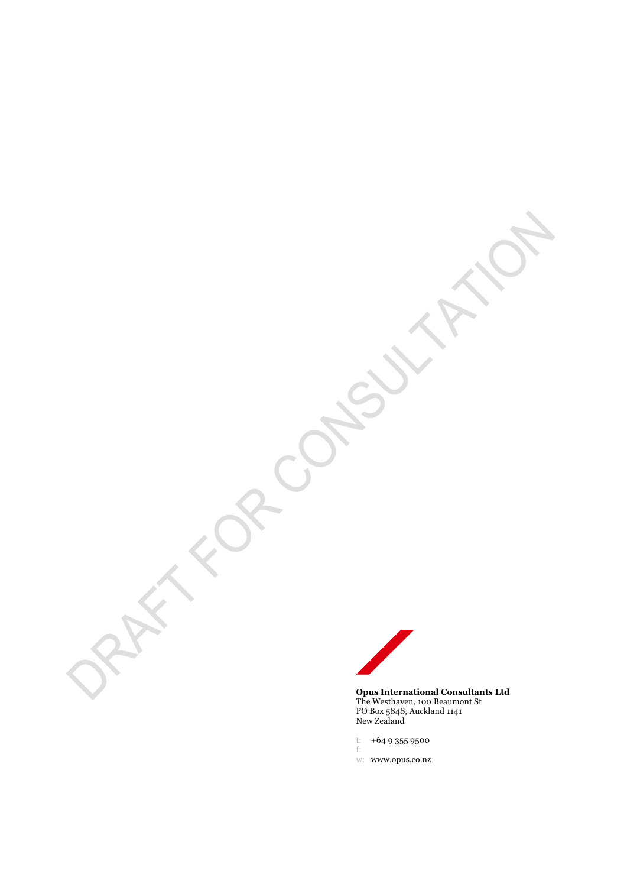DRAFT FOR CONSULTATION

**Opus International Consultants Ltd**
The Westhaven, 100 Beaumont St
PO Box 5848, Auckland 1141
New Zealand

t: +64 9 355 9500
f:
w: www.opus.co.nz